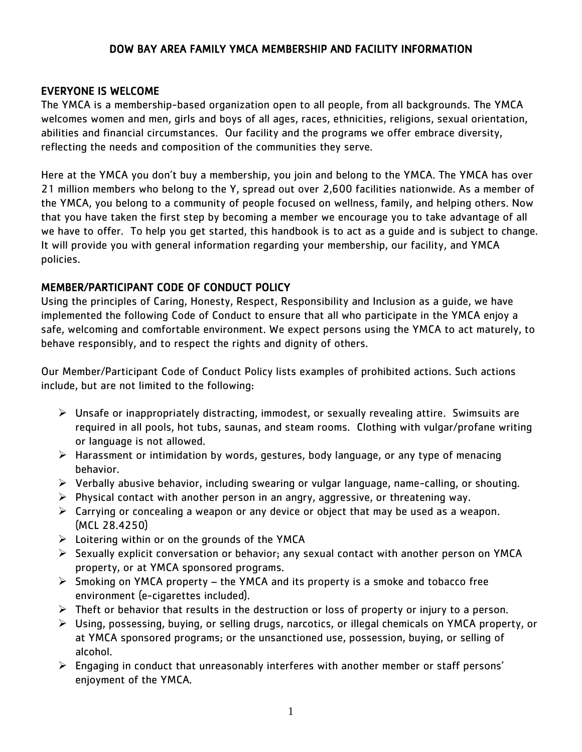# DOW BAY AREA FAMILY YMCA MEMBERSHIP AND FACILITY INFORMATION

## EVERYONE IS WELCOME

The YMCA is a membership-based organization open to all people, from all backgrounds. The YMCA welcomes women and men, girls and boys of all ages, races, ethnicities, religions, sexual orientation, abilities and financial circumstances. Our facility and the programs we offer embrace diversity, reflecting the needs and composition of the communities they serve.

Here at the YMCA you don't buy a membership, you join and belong to the YMCA. The YMCA has over 21 million members who belong to the Y, spread out over 2,600 facilities nationwide. As a member of the YMCA, you belong to a community of people focused on wellness, family, and helping others. Now that you have taken the first step by becoming a member we encourage you to take advantage of all we have to offer. To help you get started, this handbook is to act as a guide and is subject to change. It will provide you with general information regarding your membership, our facility, and YMCA policies.

## MEMBER/PARTICIPANT CODE OF CONDUCT POLICY

Using the principles of Caring, Honesty, Respect, Responsibility and Inclusion as a guide, we have implemented the following Code of Conduct to ensure that all who participate in the YMCA enjoy a safe, welcoming and comfortable environment. We expect persons using the YMCA to act maturely, to behave responsibly, and to respect the rights and dignity of others.

Our Member/Participant Code of Conduct Policy lists examples of prohibited actions. Such actions include, but are not limited to the following:

- Unsafe or inappropriately distracting, immodest, or sexually revealing attire. Swimsuits are required in all pools, hot tubs, saunas, and steam rooms. Clothing with vulgar/profane writing or language is not allowed.
- Harassment or intimidation by words, gestures, body language, or any type of menacing behavior.
- Verbally abusive behavior, including swearing or vulgar language, name-calling, or shouting.
- Physical contact with another person in an angry, aggressive, or threatening way.
- Carrying or concealing a weapon or any device or object that may be used as a weapon. (MCL 28.4250)
- Loitering within or on the grounds of the YMCA
- Sexually explicit conversation or behavior; any sexual contact with another person on YMCA property, or at YMCA sponsored programs.
- Smoking on YMCA property – the YMCA and its property is a smoke and tobacco free environment (e-cigarettes included).
- Theft or behavior that results in the destruction or loss of property or injury to a person.
- Using, possessing, buying, or selling drugs, narcotics, or illegal chemicals on YMCA property, or at YMCA sponsored programs; or the unsanctioned use, possession, buying, or selling of alcohol.
- Engaging in conduct that unreasonably interferes with another member or staff persons' enjoyment of the YMCA.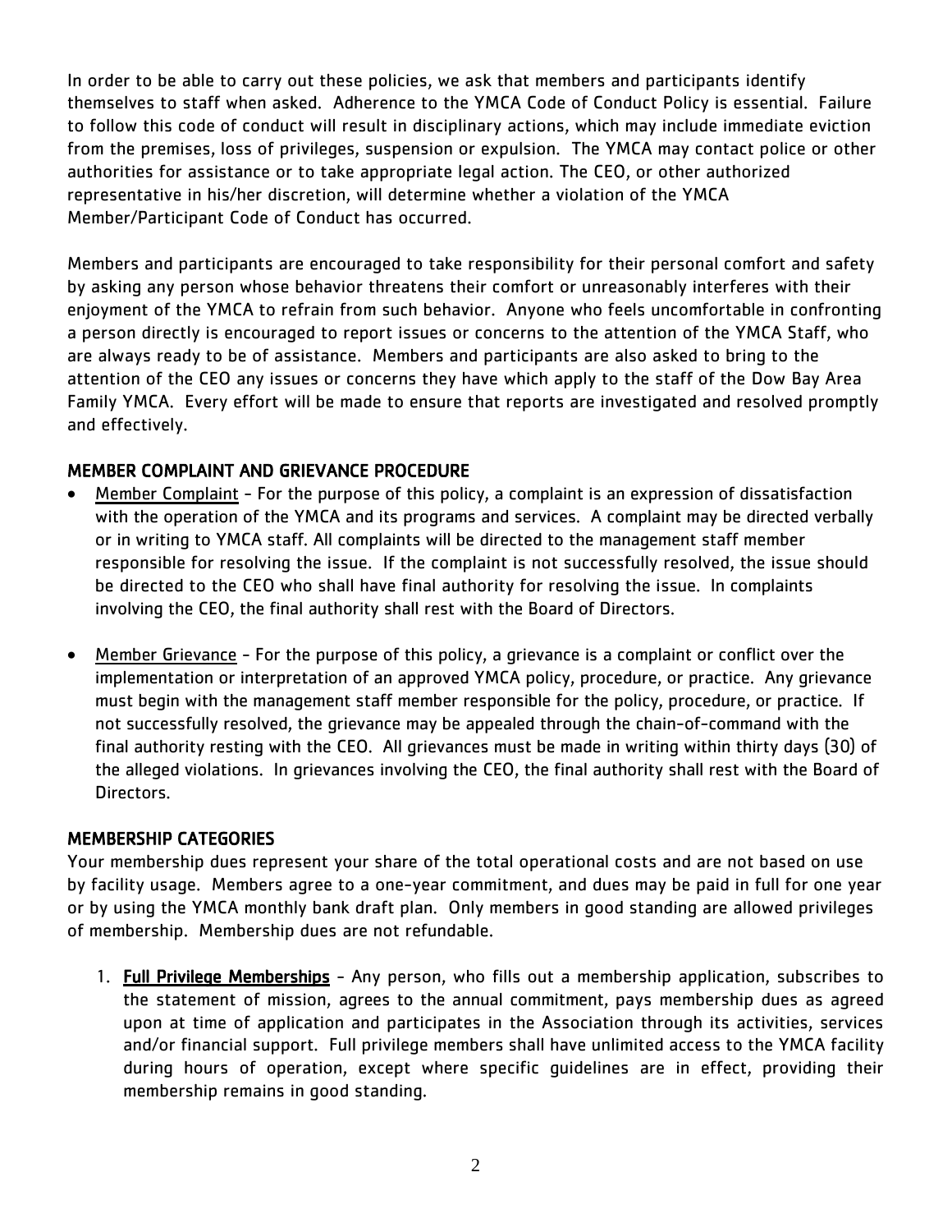In order to be able to carry out these policies, we ask that members and participants identify themselves to staff when asked. Adherence to the YMCA Code of Conduct Policy is essential. Failure to follow this code of conduct will result in disciplinary actions, which may include immediate eviction from the premises, loss of privileges, suspension or expulsion. The YMCA may contact police or other authorities for assistance or to take appropriate legal action. The CEO, or other authorized representative in his/her discretion, will determine whether a violation of the YMCA Member/Participant Code of Conduct has occurred.

Members and participants are encouraged to take responsibility for their personal comfort and safety by asking any person whose behavior threatens their comfort or unreasonably interferes with their enjoyment of the YMCA to refrain from such behavior. Anyone who feels uncomfortable in confronting a person directly is encouraged to report issues or concerns to the attention of the YMCA Staff, who are always ready to be of assistance. Members and participants are also asked to bring to the attention of the CEO any issues or concerns they have which apply to the staff of the Dow Bay Area Family YMCA. Every effort will be made to ensure that reports are investigated and resolved promptly and effectively.

## MEMBER COMPLAINT AND GRIEVANCE PROCEDURE

- Member Complaint - For the purpose of this policy, a complaint is an expression of dissatisfaction with the operation of the YMCA and its programs and services. A complaint may be directed verbally or in writing to YMCA staff. All complaints will be directed to the management staff member responsible for resolving the issue. If the complaint is not successfully resolved, the issue should be directed to the CEO who shall have final authority for resolving the issue. In complaints involving the CEO, the final authority shall rest with the Board of Directors.

- Member Grievance - For the purpose of this policy, a grievance is a complaint or conflict over the implementation or interpretation of an approved YMCA policy, procedure, or practice. Any grievance must begin with the management staff member responsible for the policy, procedure, or practice. If not successfully resolved, the grievance may be appealed through the chain-of-command with the final authority resting with the CEO. All grievances must be made in writing within thirty days (30) of the alleged violations. In grievances involving the CEO, the final authority shall rest with the Board of Directors.

## MEMBERSHIP CATEGORIES

Your membership dues represent your share of the total operational costs and are not based on use by facility usage. Members agree to a one-year commitment, and dues may be paid in full for one year or by using the YMCA monthly bank draft plan. Only members in good standing are allowed privileges of membership. Membership dues are not refundable.

1. **Full Privilege Memberships** - Any person, who fills out a membership application, subscribes to the statement of mission, agrees to the annual commitment, pays membership dues as agreed upon at time of application and participates in the Association through its activities, services and/or financial support. Full privilege members shall have unlimited access to the YMCA facility during hours of operation, except where specific guidelines are in effect, providing their membership remains in good standing.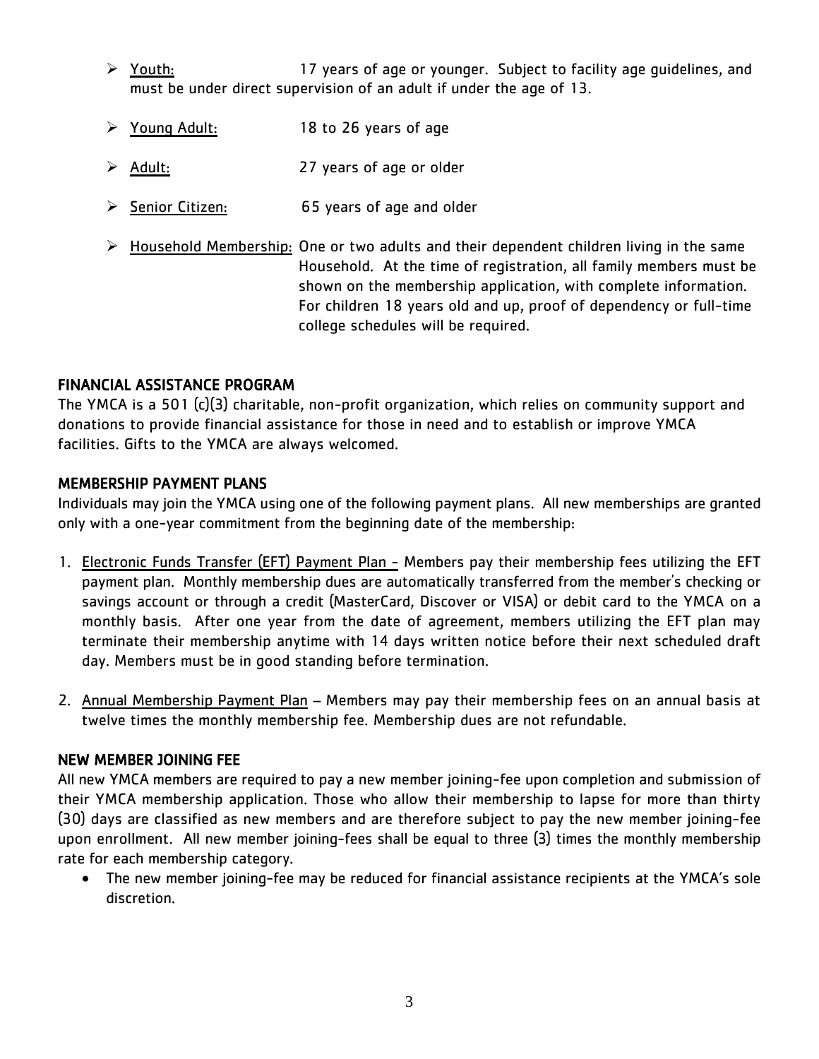- Youth: 17 years of age or younger. Subject to facility age guidelines, and must be under direct supervision of an adult if under the age of 13.
- Young Adult: 18 to 26 years of age
- Adult: 27 years of age or older
- Senior Citizen: 65 years of age and older
- Household Membership: One or two adults and their dependent children living in the same Household. At the time of registration, all family members must be shown on the membership application, with complete information. For children 18 years old and up, proof of dependency or full-time college schedules will be required.

## FINANCIAL ASSISTANCE PROGRAM

The YMCA is a 501 (c)(3) charitable, non-profit organization, which relies on community support and donations to provide financial assistance for those in need and to establish or improve YMCA facilities. Gifts to the YMCA are always welcomed.

## MEMBERSHIP PAYMENT PLANS

Individuals may join the YMCA using one of the following payment plans. All new memberships are granted only with a one-year commitment from the beginning date of the membership:

1. Electronic Funds Transfer (EFT) Payment Plan - Members pay their membership fees utilizing the EFT payment plan. Monthly membership dues are automatically transferred from the member's checking or savings account or through a credit (MasterCard, Discover or VISA) or debit card to the YMCA on a monthly basis. After one year from the date of agreement, members utilizing the EFT plan may terminate their membership anytime with 14 days written notice before their next scheduled draft day. Members must be in good standing before termination.
2. Annual Membership Payment Plan – Members may pay their membership fees on an annual basis at twelve times the monthly membership fee. Membership dues are not refundable.

## NEW MEMBER JOINING FEE

All new YMCA members are required to pay a new member joining-fee upon completion and submission of their YMCA membership application. Those who allow their membership to lapse for more than thirty (30) days are classified as new members and are therefore subject to pay the new member joining-fee upon enrollment. All new member joining-fees shall be equal to three (3) times the monthly membership rate for each membership category.

- The new member joining-fee may be reduced for financial assistance recipients at the YMCA's sole discretion.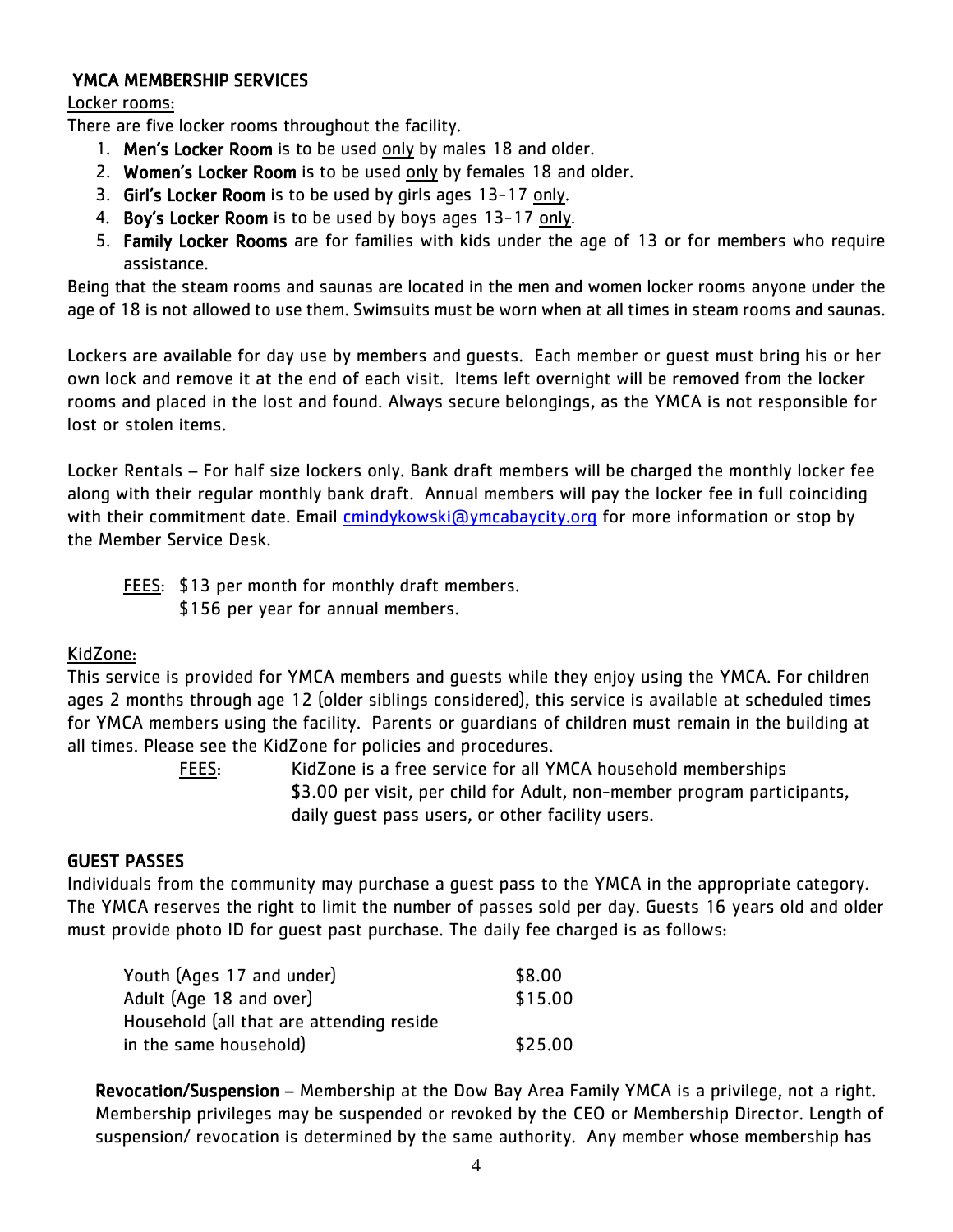## YMCA MEMBERSHIP SERVICES

Locker rooms:

There are five locker rooms throughout the facility.

1. **Men's Locker Room** is to be used only by males 18 and older.
2. **Women's Locker Room** is to be used only by females 18 and older.
3. **Girl's Locker Room** is to be used by girls ages 13-17 only.
4. **Boy's Locker Room** is to be used by boys ages 13-17 only.
5. **Family Locker Rooms** are for families with kids under the age of 13 or for members who require assistance.

Being that the steam rooms and saunas are located in the men and women locker rooms anyone under the age of 18 is not allowed to use them. Swimsuits must be worn when at all times in steam rooms and saunas.

Lockers are available for day use by members and guests. Each member or guest must bring his or her own lock and remove it at the end of each visit. Items left overnight will be removed from the locker rooms and placed in the lost and found. Always secure belongings, as the YMCA is not responsible for lost or stolen items.

Locker Rentals – For half size lockers only. Bank draft members will be charged the monthly locker fee along with their regular monthly bank draft. Annual members will pay the locker fee in full coinciding with their commitment date. Email cmindykowski@ymcabaycity.org for more information or stop by the Member Service Desk.

FEES: $13 per month for monthly draft members.
$156 per year for annual members.

KidZone:

This service is provided for YMCA members and guests while they enjoy using the YMCA. For children ages 2 months through age 12 (older siblings considered), this service is available at scheduled times for YMCA members using the facility. Parents or guardians of children must remain in the building at all times. Please see the KidZone for policies and procedures.

FEES: KidZone is a free service for all YMCA household memberships
$3.00 per visit, per child for Adult, non-member program participants, daily guest pass users, or other facility users.

## GUEST PASSES

Individuals from the community may purchase a guest pass to the YMCA in the appropriate category. The YMCA reserves the right to limit the number of passes sold per day. Guests 16 years old and older must provide photo ID for guest past purchase. The daily fee charged is as follows:

| Category | Fee |
|---|---|
| Youth (Ages 17 and under) | $8.00 |
| Adult (Age 18 and over) | $15.00 |
| Household (all that are attending reside in the same household) | $25.00 |

**Revocation/Suspension** – Membership at the Dow Bay Area Family YMCA is a privilege, not a right. Membership privileges may be suspended or revoked by the CEO or Membership Director. Length of suspension/ revocation is determined by the same authority. Any member whose membership has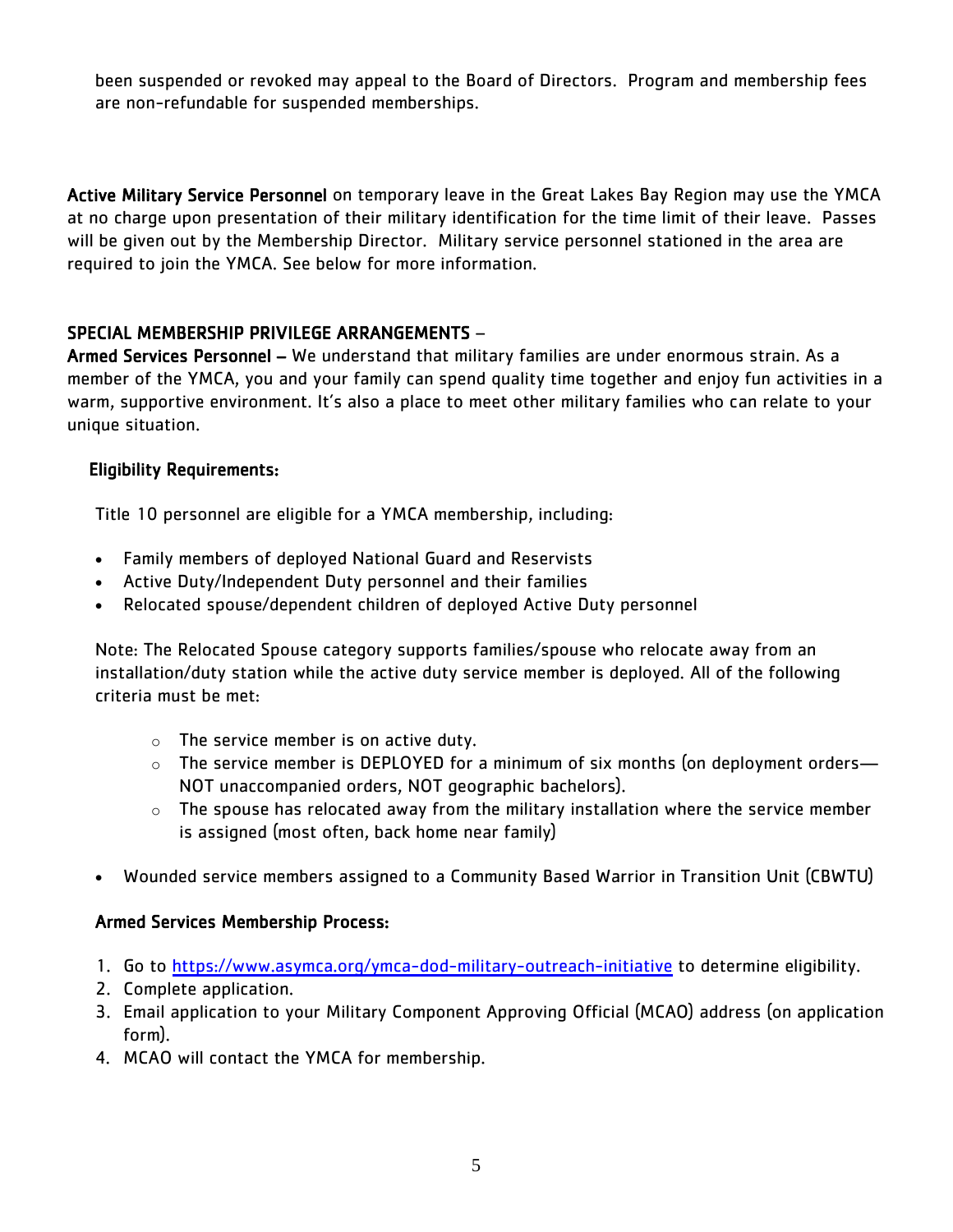been suspended or revoked may appeal to the Board of Directors. Program and membership fees are non-refundable for suspended memberships.

**Active Military Service Personnel** on temporary leave in the Great Lakes Bay Region may use the YMCA at no charge upon presentation of their military identification for the time limit of their leave. Passes will be given out by the Membership Director. Military service personnel stationed in the area are required to join the YMCA. See below for more information.

**SPECIAL MEMBERSHIP PRIVILEGE ARRANGEMENTS –**

**Armed Services Personnel –** We understand that military families are under enormous strain. As a member of the YMCA, you and your family can spend quality time together and enjoy fun activities in a warm, supportive environment. It's also a place to meet other military families who can relate to your unique situation.

**Eligibility Requirements:**

Title 10 personnel are eligible for a YMCA membership, including:

- Family members of deployed National Guard and Reservists
- Active Duty/Independent Duty personnel and their families
- Relocated spouse/dependent children of deployed Active Duty personnel

Note: The Relocated Spouse category supports families/spouse who relocate away from an installation/duty station while the active duty service member is deployed. All of the following criteria must be met:

  - The service member is on active duty.
  - The service member is DEPLOYED for a minimum of six months (on deployment orders—NOT unaccompanied orders, NOT geographic bachelors).
  - The spouse has relocated away from the military installation where the service member is assigned (most often, back home near family)

- Wounded service members assigned to a Community Based Warrior in Transition Unit (CBWTU)

**Armed Services Membership Process:**

1. Go to https://www.asymca.org/ymca-dod-military-outreach-initiative to determine eligibility.
2. Complete application.
3. Email application to your Military Component Approving Official (MCAO) address (on application form).
4. MCAO will contact the YMCA for membership.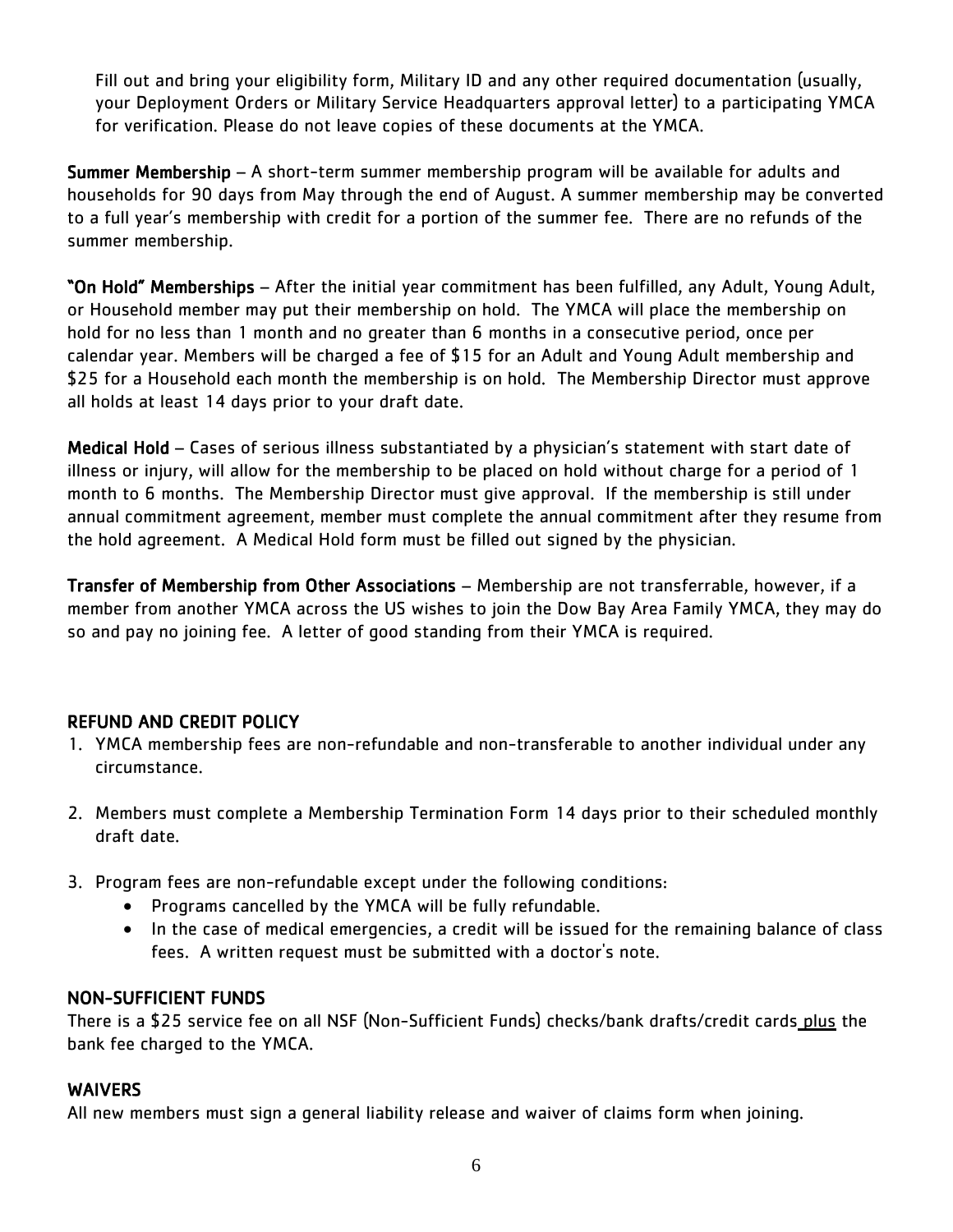Fill out and bring your eligibility form, Military ID and any other required documentation (usually, your Deployment Orders or Military Service Headquarters approval letter) to a participating YMCA for verification. Please do not leave copies of these documents at the YMCA.

**Summer Membership** – A short-term summer membership program will be available for adults and households for 90 days from May through the end of August. A summer membership may be converted to a full year's membership with credit for a portion of the summer fee. There are no refunds of the summer membership.

**"On Hold" Memberships** – After the initial year commitment has been fulfilled, any Adult, Young Adult, or Household member may put their membership on hold. The YMCA will place the membership on hold for no less than 1 month and no greater than 6 months in a consecutive period, once per calendar year. Members will be charged a fee of $15 for an Adult and Young Adult membership and $25 for a Household each month the membership is on hold. The Membership Director must approve all holds at least 14 days prior to your draft date.

**Medical Hold** – Cases of serious illness substantiated by a physician's statement with start date of illness or injury, will allow for the membership to be placed on hold without charge for a period of 1 month to 6 months. The Membership Director must give approval. If the membership is still under annual commitment agreement, member must complete the annual commitment after they resume from the hold agreement. A Medical Hold form must be filled out signed by the physician.

**Transfer of Membership from Other Associations** – Membership are not transferrable, however, if a member from another YMCA across the US wishes to join the Dow Bay Area Family YMCA, they may do so and pay no joining fee. A letter of good standing from their YMCA is required.

## REFUND AND CREDIT POLICY

1. YMCA membership fees are non-refundable and non-transferable to another individual under any circumstance.
2. Members must complete a Membership Termination Form 14 days prior to their scheduled monthly draft date.
3. Program fees are non-refundable except under the following conditions:
   - Programs cancelled by the YMCA will be fully refundable.
   - In the case of medical emergencies, a credit will be issued for the remaining balance of class fees. A written request must be submitted with a doctor's note.

## NON-SUFFICIENT FUNDS

There is a $25 service fee on all NSF (Non-Sufficient Funds) checks/bank drafts/credit cards plus the bank fee charged to the YMCA.

## WAIVERS

All new members must sign a general liability release and waiver of claims form when joining.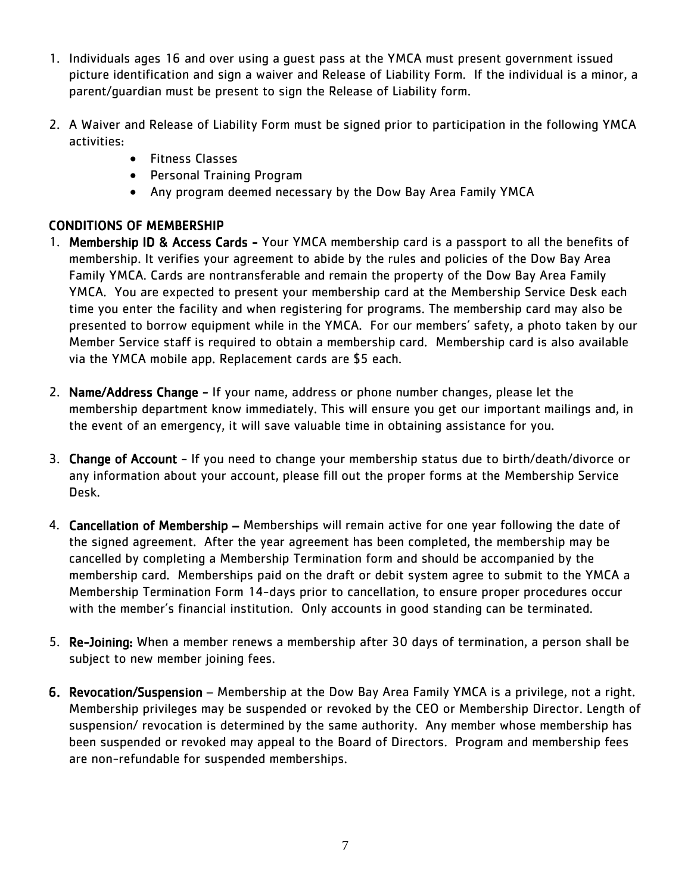1. Individuals ages 16 and over using a guest pass at the YMCA must present government issued picture identification and sign a waiver and Release of Liability Form. If the individual is a minor, a parent/guardian must be present to sign the Release of Liability form.

2. A Waiver and Release of Liability Form must be signed prior to participation in the following YMCA activities:
   - Fitness Classes
   - Personal Training Program
   - Any program deemed necessary by the Dow Bay Area Family YMCA

## CONDITIONS OF MEMBERSHIP

1. **Membership ID & Access Cards -** Your YMCA membership card is a passport to all the benefits of membership. It verifies your agreement to abide by the rules and policies of the Dow Bay Area Family YMCA. Cards are nontransferable and remain the property of the Dow Bay Area Family YMCA. You are expected to present your membership card at the Membership Service Desk each time you enter the facility and when registering for programs. The membership card may also be presented to borrow equipment while in the YMCA. For our members' safety, a photo taken by our Member Service staff is required to obtain a membership card. Membership card is also available via the YMCA mobile app. Replacement cards are $5 each.

2. **Name/Address Change -** If your name, address or phone number changes, please let the membership department know immediately. This will ensure you get our important mailings and, in the event of an emergency, it will save valuable time in obtaining assistance for you.

3. **Change of Account -** If you need to change your membership status due to birth/death/divorce or any information about your account, please fill out the proper forms at the Membership Service Desk.

4. **Cancellation of Membership –** Memberships will remain active for one year following the date of the signed agreement. After the year agreement has been completed, the membership may be cancelled by completing a Membership Termination form and should be accompanied by the membership card. Memberships paid on the draft or debit system agree to submit to the YMCA a Membership Termination Form 14-days prior to cancellation, to ensure proper procedures occur with the member's financial institution. Only accounts in good standing can be terminated.

5. **Re-Joining:** When a member renews a membership after 30 days of termination, a person shall be subject to new member joining fees.

6. **Revocation/Suspension** – Membership at the Dow Bay Area Family YMCA is a privilege, not a right. Membership privileges may be suspended or revoked by the CEO or Membership Director. Length of suspension/ revocation is determined by the same authority. Any member whose membership has been suspended or revoked may appeal to the Board of Directors. Program and membership fees are non-refundable for suspended memberships.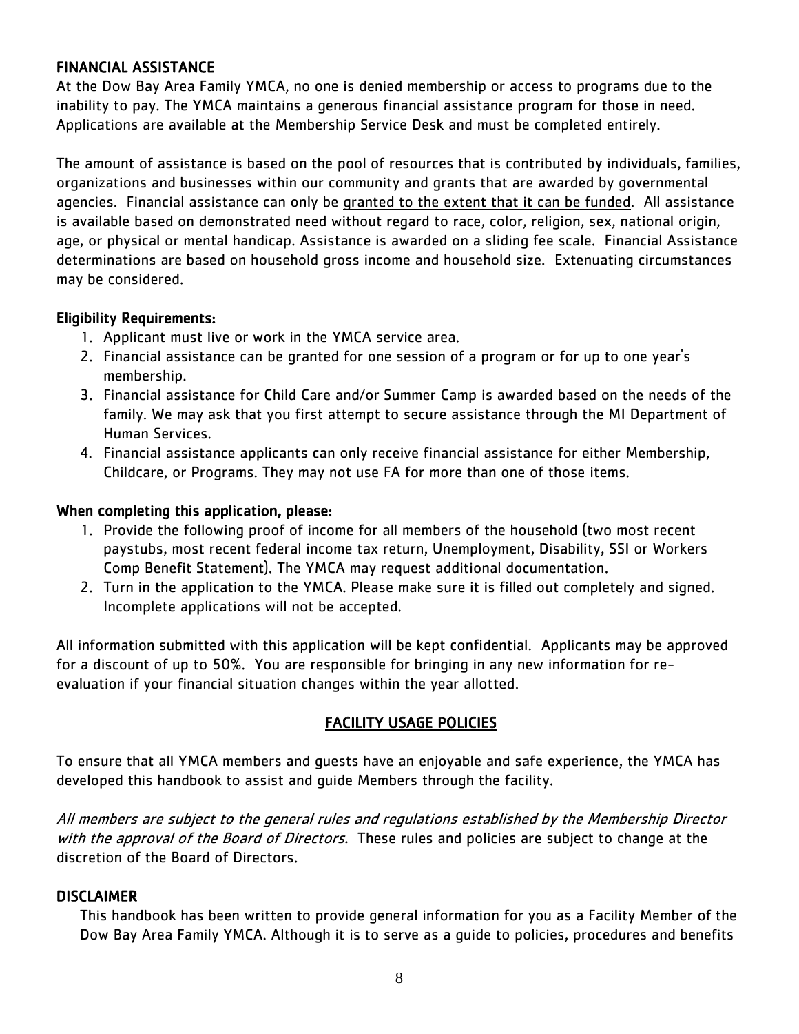## FINANCIAL ASSISTANCE

At the Dow Bay Area Family YMCA, no one is denied membership or access to programs due to the inability to pay. The YMCA maintains a generous financial assistance program for those in need. Applications are available at the Membership Service Desk and must be completed entirely.

The amount of assistance is based on the pool of resources that is contributed by individuals, families, organizations and businesses within our community and grants that are awarded by governmental agencies. Financial assistance can only be <u>granted to the extent that it can be funded</u>. All assistance is available based on demonstrated need without regard to race, color, religion, sex, national origin, age, or physical or mental handicap. Assistance is awarded on a sliding fee scale. Financial Assistance determinations are based on household gross income and household size. Extenuating circumstances may be considered.

### Eligibility Requirements:

1. Applicant must live or work in the YMCA service area.
2. Financial assistance can be granted for one session of a program or for up to one year's membership.
3. Financial assistance for Child Care and/or Summer Camp is awarded based on the needs of the family. We may ask that you first attempt to secure assistance through the MI Department of Human Services.
4. Financial assistance applicants can only receive financial assistance for either Membership, Childcare, or Programs. They may not use FA for more than one of those items.

### When completing this application, please:

1. Provide the following proof of income for all members of the household (two most recent paystubs, most recent federal income tax return, Unemployment, Disability, SSI or Workers Comp Benefit Statement). The YMCA may request additional documentation.
2. Turn in the application to the YMCA. Please make sure it is filled out completely and signed. Incomplete applications will not be accepted.

All information submitted with this application will be kept confidential. Applicants may be approved for a discount of up to 50%. You are responsible for bringing in any new information for re-evaluation if your financial situation changes within the year allotted.

## FACILITY USAGE POLICIES

To ensure that all YMCA members and guests have an enjoyable and safe experience, the YMCA has developed this handbook to assist and guide Members through the facility.

*All members are subject to the general rules and regulations established by the Membership Director with the approval of the Board of Directors.* These rules and policies are subject to change at the discretion of the Board of Directors.

## DISCLAIMER

This handbook has been written to provide general information for you as a Facility Member of the Dow Bay Area Family YMCA. Although it is to serve as a guide to policies, procedures and benefits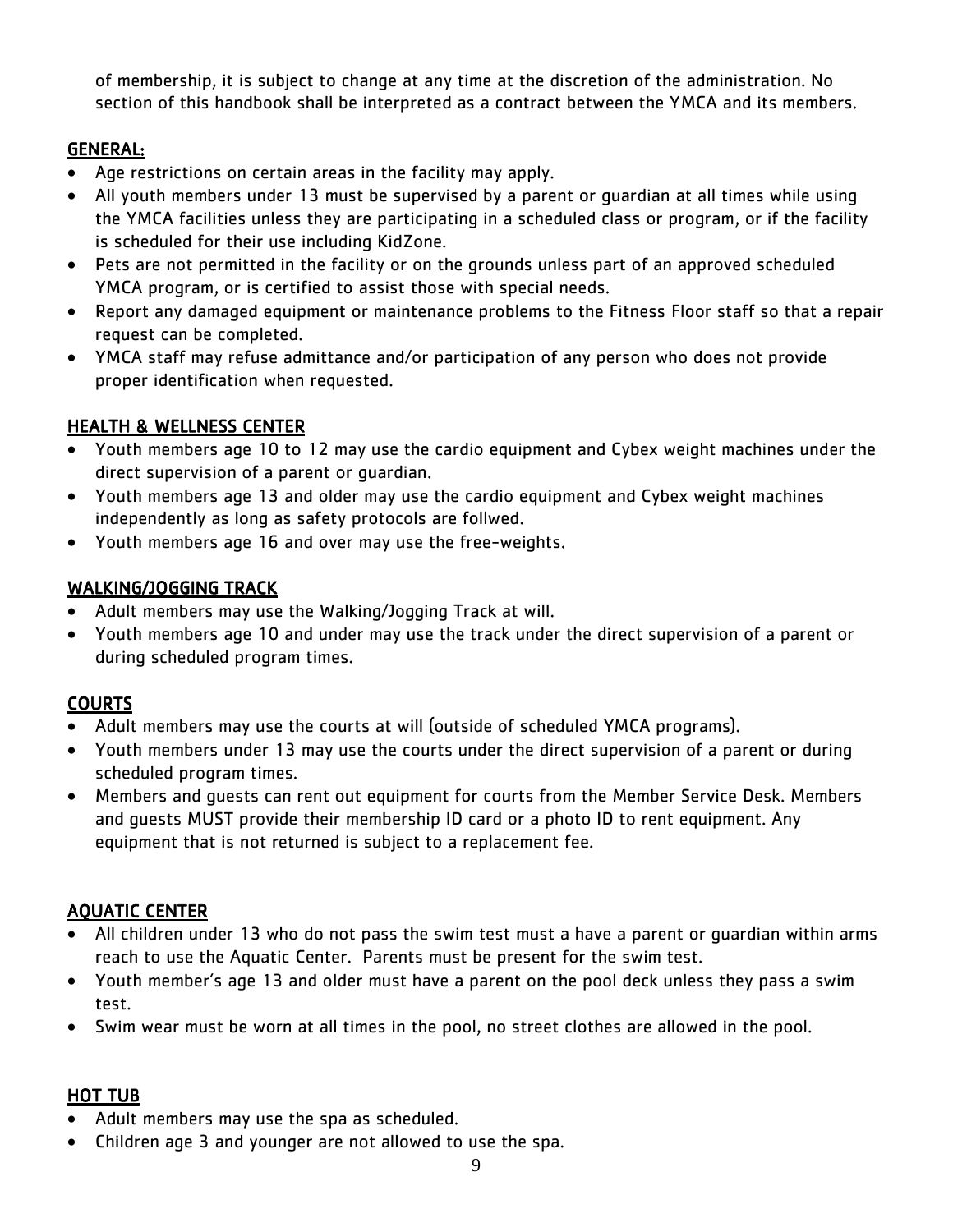of membership, it is subject to change at any time at the discretion of the administration. No section of this handbook shall be interpreted as a contract between the YMCA and its members.

## GENERAL:

- Age restrictions on certain areas in the facility may apply.
- All youth members under 13 must be supervised by a parent or guardian at all times while using the YMCA facilities unless they are participating in a scheduled class or program, or if the facility is scheduled for their use including KidZone.
- Pets are not permitted in the facility or on the grounds unless part of an approved scheduled YMCA program, or is certified to assist those with special needs.
- Report any damaged equipment or maintenance problems to the Fitness Floor staff so that a repair request can be completed.
- YMCA staff may refuse admittance and/or participation of any person who does not provide proper identification when requested.

## HEALTH & WELLNESS CENTER

- Youth members age 10 to 12 may use the cardio equipment and Cybex weight machines under the direct supervision of a parent or guardian.
- Youth members age 13 and older may use the cardio equipment and Cybex weight machines independently as long as safety protocols are follwed.
- Youth members age 16 and over may use the free-weights.

## WALKING/JOGGING TRACK

- Adult members may use the Walking/Jogging Track at will.
- Youth members age 10 and under may use the track under the direct supervision of a parent or during scheduled program times.

## COURTS

- Adult members may use the courts at will (outside of scheduled YMCA programs).
- Youth members under 13 may use the courts under the direct supervision of a parent or during scheduled program times.
- Members and guests can rent out equipment for courts from the Member Service Desk. Members and guests MUST provide their membership ID card or a photo ID to rent equipment. Any equipment that is not returned is subject to a replacement fee.

## AQUATIC CENTER

- All children under 13 who do not pass the swim test must a have a parent or guardian within arms reach to use the Aquatic Center. Parents must be present for the swim test.
- Youth member's age 13 and older must have a parent on the pool deck unless they pass a swim test.
- Swim wear must be worn at all times in the pool, no street clothes are allowed in the pool.

## HOT TUB

- Adult members may use the spa as scheduled.
- Children age 3 and younger are not allowed to use the spa.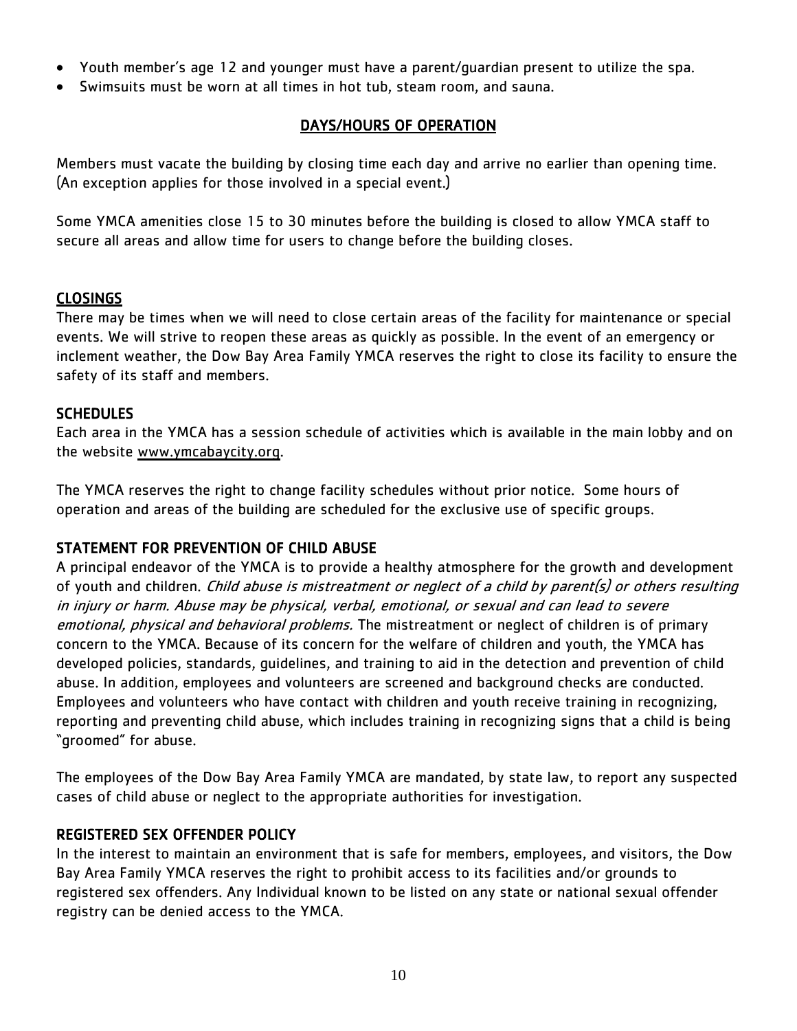- Youth member's age 12 and younger must have a parent/guardian present to utilize the spa.
- Swimsuits must be worn at all times in hot tub, steam room, and sauna.

## DAYS/HOURS OF OPERATION

Members must vacate the building by closing time each day and arrive no earlier than opening time. (An exception applies for those involved in a special event.)

Some YMCA amenities close 15 to 30 minutes before the building is closed to allow YMCA staff to secure all areas and allow time for users to change before the building closes.

### CLOSINGS

There may be times when we will need to close certain areas of the facility for maintenance or special events. We will strive to reopen these areas as quickly as possible. In the event of an emergency or inclement weather, the Dow Bay Area Family YMCA reserves the right to close its facility to ensure the safety of its staff and members.

### SCHEDULES

Each area in the YMCA has a session schedule of activities which is available in the main lobby and on the website www.ymcabaycity.org.

The YMCA reserves the right to change facility schedules without prior notice. Some hours of operation and areas of the building are scheduled for the exclusive use of specific groups.

### STATEMENT FOR PREVENTION OF CHILD ABUSE

A principal endeavor of the YMCA is to provide a healthy atmosphere for the growth and development of youth and children. *Child abuse is mistreatment or neglect of a child by parent(s) or others resulting in injury or harm. Abuse may be physical, verbal, emotional, or sexual and can lead to severe emotional, physical and behavioral problems.* The mistreatment or neglect of children is of primary concern to the YMCA. Because of its concern for the welfare of children and youth, the YMCA has developed policies, standards, guidelines, and training to aid in the detection and prevention of child abuse. In addition, employees and volunteers are screened and background checks are conducted. Employees and volunteers who have contact with children and youth receive training in recognizing, reporting and preventing child abuse, which includes training in recognizing signs that a child is being "groomed" for abuse.

The employees of the Dow Bay Area Family YMCA are mandated, by state law, to report any suspected cases of child abuse or neglect to the appropriate authorities for investigation.

### REGISTERED SEX OFFENDER POLICY

In the interest to maintain an environment that is safe for members, employees, and visitors, the Dow Bay Area Family YMCA reserves the right to prohibit access to its facilities and/or grounds to registered sex offenders. Any Individual known to be listed on any state or national sexual offender registry can be denied access to the YMCA.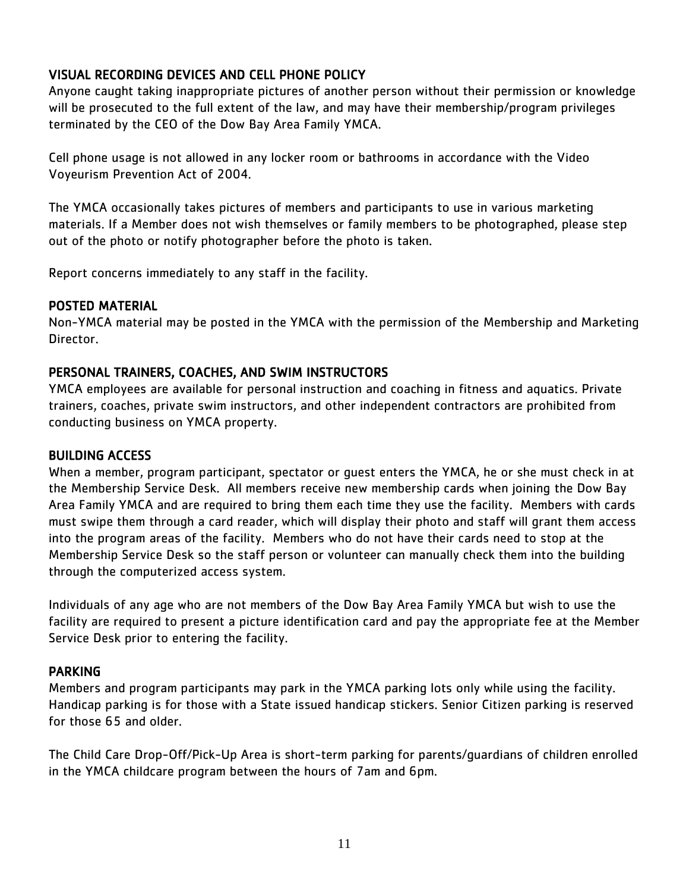## VISUAL RECORDING DEVICES AND CELL PHONE POLICY

Anyone caught taking inappropriate pictures of another person without their permission or knowledge will be prosecuted to the full extent of the law, and may have their membership/program privileges terminated by the CEO of the Dow Bay Area Family YMCA.

Cell phone usage is not allowed in any locker room or bathrooms in accordance with the Video Voyeurism Prevention Act of 2004.

The YMCA occasionally takes pictures of members and participants to use in various marketing materials. If a Member does not wish themselves or family members to be photographed, please step out of the photo or notify photographer before the photo is taken.

Report concerns immediately to any staff in the facility.

## POSTED MATERIAL

Non-YMCA material may be posted in the YMCA with the permission of the Membership and Marketing Director.

## PERSONAL TRAINERS, COACHES, AND SWIM INSTRUCTORS

YMCA employees are available for personal instruction and coaching in fitness and aquatics. Private trainers, coaches, private swim instructors, and other independent contractors are prohibited from conducting business on YMCA property.

## BUILDING ACCESS

When a member, program participant, spectator or guest enters the YMCA, he or she must check in at the Membership Service Desk. All members receive new membership cards when joining the Dow Bay Area Family YMCA and are required to bring them each time they use the facility. Members with cards must swipe them through a card reader, which will display their photo and staff will grant them access into the program areas of the facility. Members who do not have their cards need to stop at the Membership Service Desk so the staff person or volunteer can manually check them into the building through the computerized access system.

Individuals of any age who are not members of the Dow Bay Area Family YMCA but wish to use the facility are required to present a picture identification card and pay the appropriate fee at the Member Service Desk prior to entering the facility.

## PARKING

Members and program participants may park in the YMCA parking lots only while using the facility. Handicap parking is for those with a State issued handicap stickers. Senior Citizen parking is reserved for those 65 and older.

The Child Care Drop-Off/Pick-Up Area is short-term parking for parents/guardians of children enrolled in the YMCA childcare program between the hours of 7am and 6pm.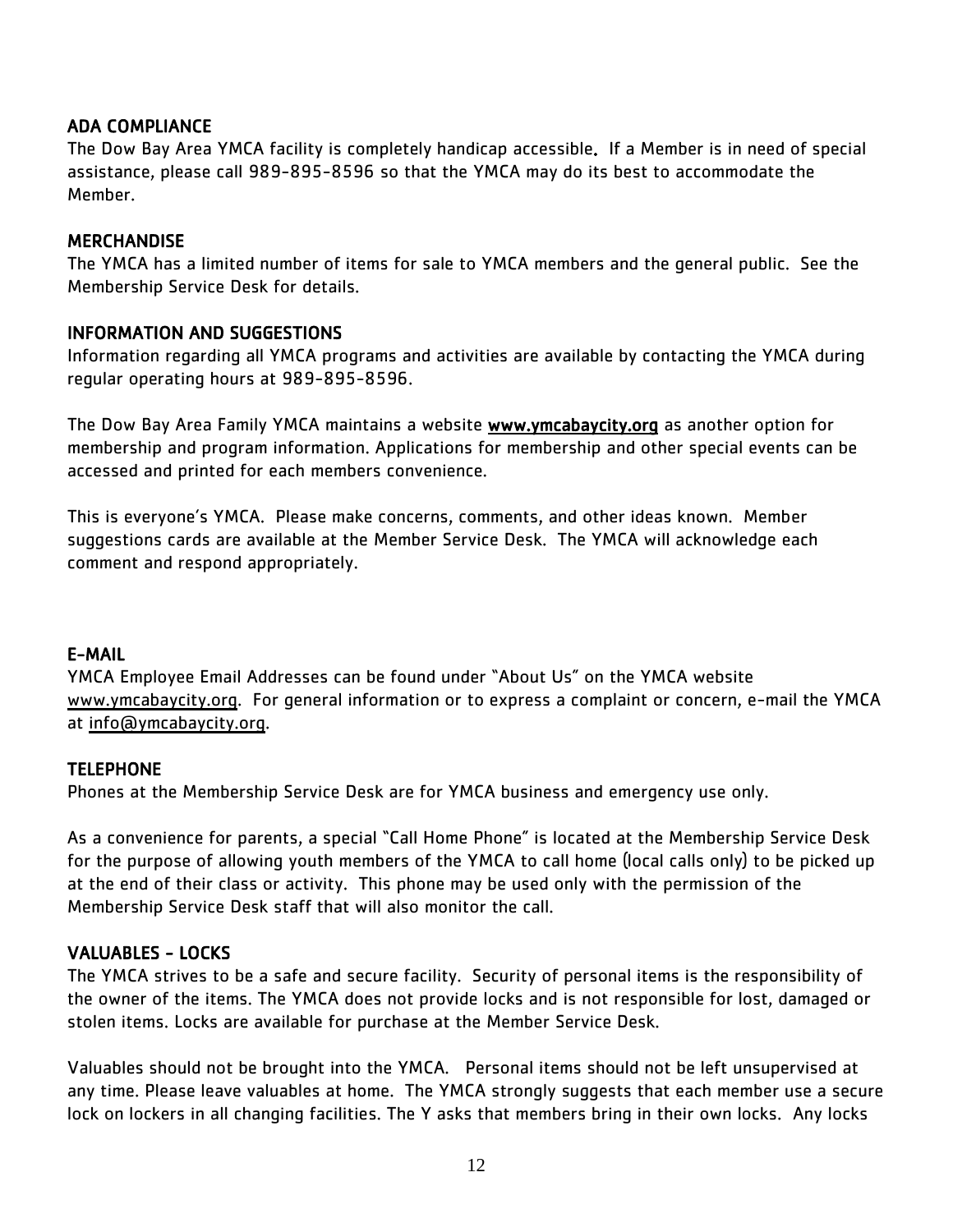## ADA COMPLIANCE

The Dow Bay Area YMCA facility is completely handicap accessible. If a Member is in need of special assistance, please call 989-895-8596 so that the YMCA may do its best to accommodate the Member.

## MERCHANDISE

The YMCA has a limited number of items for sale to YMCA members and the general public. See the Membership Service Desk for details.

## INFORMATION AND SUGGESTIONS

Information regarding all YMCA programs and activities are available by contacting the YMCA during regular operating hours at 989-895-8596.

The Dow Bay Area Family YMCA maintains a website **www.ymcabaycity.org** as another option for membership and program information. Applications for membership and other special events can be accessed and printed for each members convenience.

This is everyone's YMCA. Please make concerns, comments, and other ideas known. Member suggestions cards are available at the Member Service Desk. The YMCA will acknowledge each comment and respond appropriately.

## E-MAIL

YMCA Employee Email Addresses can be found under "About Us" on the YMCA website www.ymcabaycity.org. For general information or to express a complaint or concern, e-mail the YMCA at info@ymcabaycity.org.

## TELEPHONE

Phones at the Membership Service Desk are for YMCA business and emergency use only.

As a convenience for parents, a special "Call Home Phone" is located at the Membership Service Desk for the purpose of allowing youth members of the YMCA to call home (local calls only) to be picked up at the end of their class or activity. This phone may be used only with the permission of the Membership Service Desk staff that will also monitor the call.

## VALUABLES - LOCKS

The YMCA strives to be a safe and secure facility. Security of personal items is the responsibility of the owner of the items. The YMCA does not provide locks and is not responsible for lost, damaged or stolen items. Locks are available for purchase at the Member Service Desk.

Valuables should not be brought into the YMCA. Personal items should not be left unsupervised at any time. Please leave valuables at home. The YMCA strongly suggests that each member use a secure lock on lockers in all changing facilities. The Y asks that members bring in their own locks. Any locks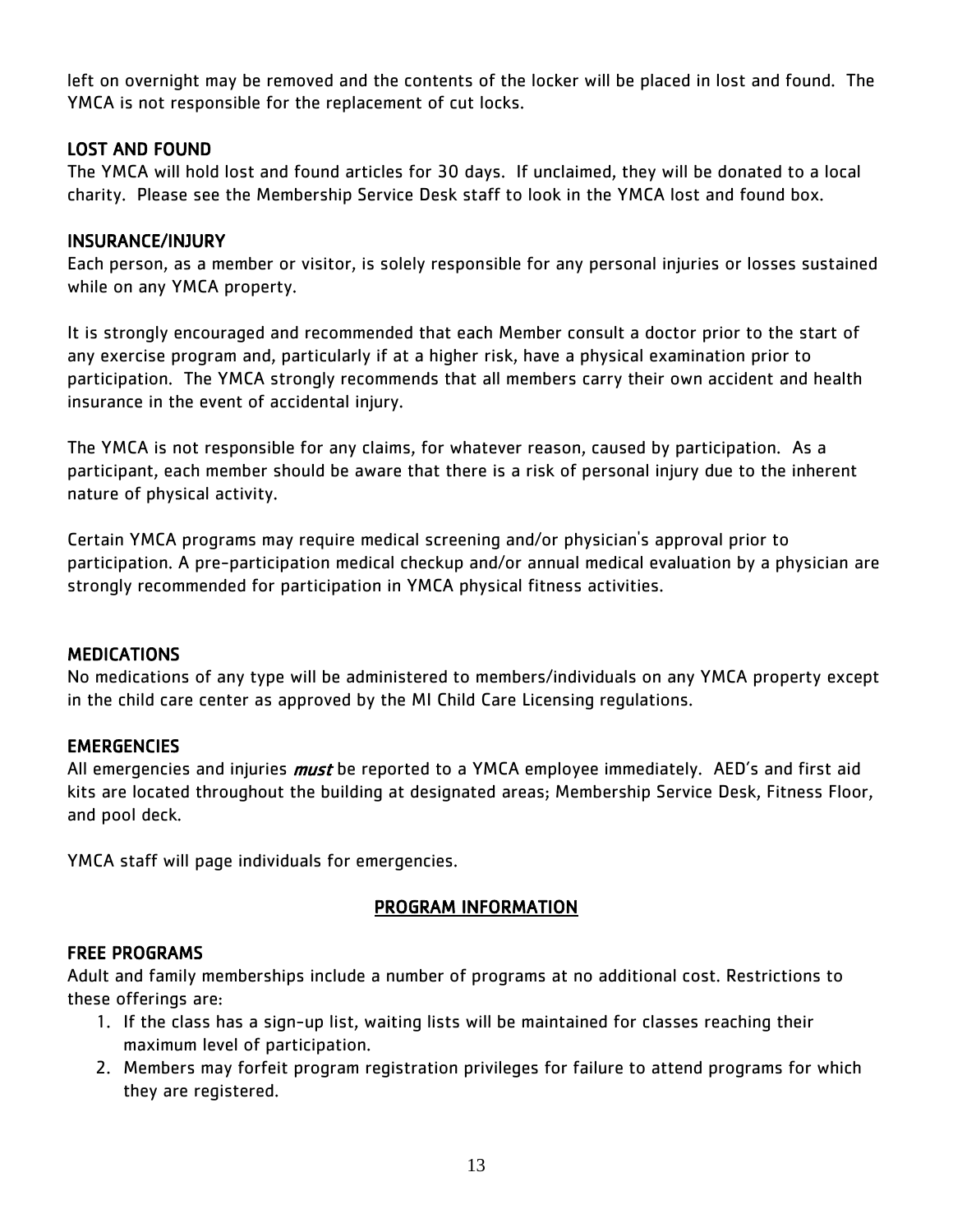left on overnight may be removed and the contents of the locker will be placed in lost and found. The YMCA is not responsible for the replacement of cut locks.

### LOST AND FOUND

The YMCA will hold lost and found articles for 30 days. If unclaimed, they will be donated to a local charity. Please see the Membership Service Desk staff to look in the YMCA lost and found box.

### INSURANCE/INJURY

Each person, as a member or visitor, is solely responsible for any personal injuries or losses sustained while on any YMCA property.

It is strongly encouraged and recommended that each Member consult a doctor prior to the start of any exercise program and, particularly if at a higher risk, have a physical examination prior to participation. The YMCA strongly recommends that all members carry their own accident and health insurance in the event of accidental injury.

The YMCA is not responsible for any claims, for whatever reason, caused by participation. As a participant, each member should be aware that there is a risk of personal injury due to the inherent nature of physical activity.

Certain YMCA programs may require medical screening and/or physician's approval prior to participation. A pre-participation medical checkup and/or annual medical evaluation by a physician are strongly recommended for participation in YMCA physical fitness activities.

### MEDICATIONS

No medications of any type will be administered to members/individuals on any YMCA property except in the child care center as approved by the MI Child Care Licensing regulations.

### EMERGENCIES

All emergencies and injuries ***must*** be reported to a YMCA employee immediately. AED's and first aid kits are located throughout the building at designated areas; Membership Service Desk, Fitness Floor, and pool deck.

YMCA staff will page individuals for emergencies.

## PROGRAM INFORMATION

### FREE PROGRAMS

Adult and family memberships include a number of programs at no additional cost. Restrictions to these offerings are:

1. If the class has a sign-up list, waiting lists will be maintained for classes reaching their maximum level of participation.
2. Members may forfeit program registration privileges for failure to attend programs for which they are registered.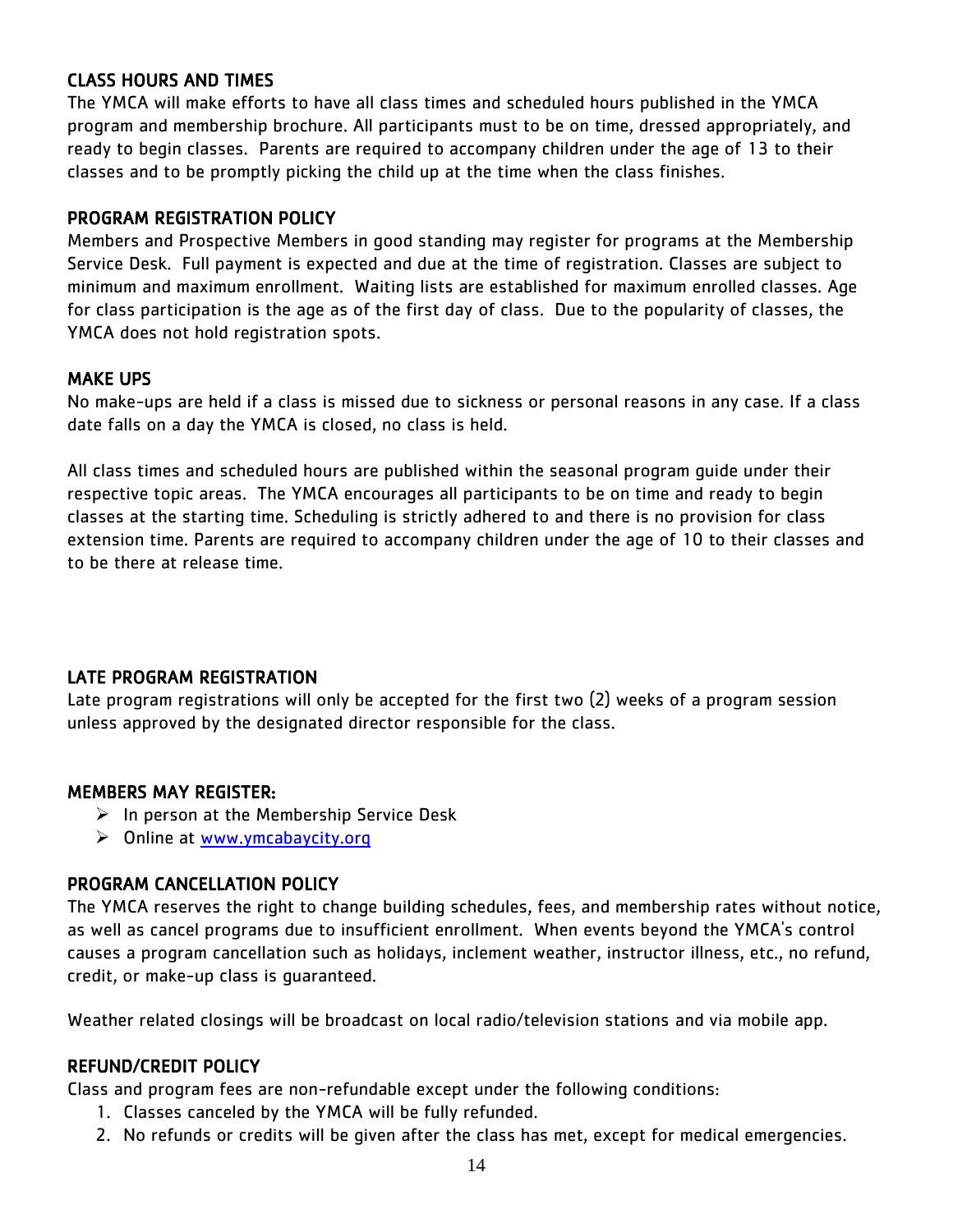## CLASS HOURS AND TIMES

The YMCA will make efforts to have all class times and scheduled hours published in the YMCA program and membership brochure. All participants must to be on time, dressed appropriately, and ready to begin classes. Parents are required to accompany children under the age of 13 to their classes and to be promptly picking the child up at the time when the class finishes.

## PROGRAM REGISTRATION POLICY

Members and Prospective Members in good standing may register for programs at the Membership Service Desk. Full payment is expected and due at the time of registration. Classes are subject to minimum and maximum enrollment. Waiting lists are established for maximum enrolled classes. Age for class participation is the age as of the first day of class. Due to the popularity of classes, the YMCA does not hold registration spots.

## MAKE UPS

No make-ups are held if a class is missed due to sickness or personal reasons in any case. If a class date falls on a day the YMCA is closed, no class is held.

All class times and scheduled hours are published within the seasonal program guide under their respective topic areas. The YMCA encourages all participants to be on time and ready to begin classes at the starting time. Scheduling is strictly adhered to and there is no provision for class extension time. Parents are required to accompany children under the age of 10 to their classes and to be there at release time.

## LATE PROGRAM REGISTRATION

Late program registrations will only be accepted for the first two (2) weeks of a program session unless approved by the designated director responsible for the class.

## MEMBERS MAY REGISTER:

- In person at the Membership Service Desk
- Online at [www.ymcabaycity.org](http://www.ymcabaycity.org)

## PROGRAM CANCELLATION POLICY

The YMCA reserves the right to change building schedules, fees, and membership rates without notice, as well as cancel programs due to insufficient enrollment. When events beyond the YMCA's control causes a program cancellation such as holidays, inclement weather, instructor illness, etc., no refund, credit, or make-up class is guaranteed.

Weather related closings will be broadcast on local radio/television stations and via mobile app.

## REFUND/CREDIT POLICY

Class and program fees are non-refundable except under the following conditions:

1. Classes canceled by the YMCA will be fully refunded.
2. No refunds or credits will be given after the class has met, except for medical emergencies.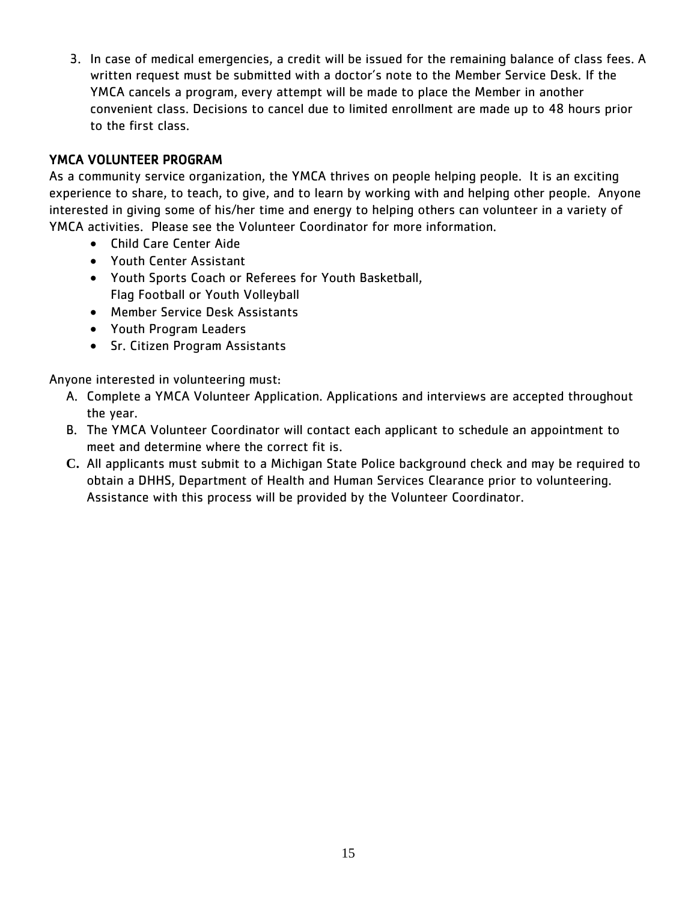3. In case of medical emergencies, a credit will be issued for the remaining balance of class fees. A written request must be submitted with a doctor's note to the Member Service Desk. If the YMCA cancels a program, every attempt will be made to place the Member in another convenient class. Decisions to cancel due to limited enrollment are made up to 48 hours prior to the first class.

## YMCA VOLUNTEER PROGRAM

As a community service organization, the YMCA thrives on people helping people. It is an exciting experience to share, to teach, to give, and to learn by working with and helping other people. Anyone interested in giving some of his/her time and energy to helping others can volunteer in a variety of YMCA activities. Please see the Volunteer Coordinator for more information.

- Child Care Center Aide
- Youth Center Assistant
- Youth Sports Coach or Referees for Youth Basketball, Flag Football or Youth Volleyball
- Member Service Desk Assistants
- Youth Program Leaders
- Sr. Citizen Program Assistants

Anyone interested in volunteering must:

A. Complete a YMCA Volunteer Application. Applications and interviews are accepted throughout the year.
B. The YMCA Volunteer Coordinator will contact each applicant to schedule an appointment to meet and determine where the correct fit is.
C. All applicants must submit to a Michigan State Police background check and may be required to obtain a DHHS, Department of Health and Human Services Clearance prior to volunteering. Assistance with this process will be provided by the Volunteer Coordinator.